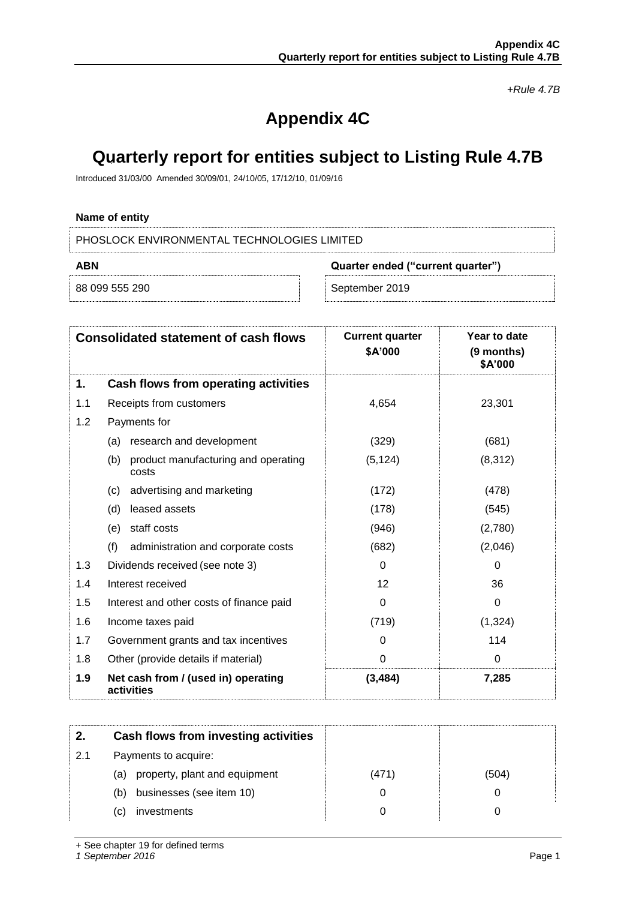*+Rule 4.7B*

# Appendix 4C

# Quarterly report for entities subject to Listing Rule 4.7B

Introduced 31/03/00 Amended 30/09/01, 24/10/05, 17/12/10, 01/09/16

**Name of entity**

PHOSLOCK ENVIRONMENTAL TECHNOLOGIES LIMITED

| ABN | Quarter ended ("current quarter") |
|---|---|
| 88 099 555 290 | September 2019 |

| | Consolidated statement of cash flows | Current quarter \$A'000 | Year to date (9 months) \$A'000 |
|---|---|---|---|
| **1.** | **Cash flows from operating activities** | | |
| 1.1 | Receipts from customers | 4,654 | 23,301 |
| 1.2 | Payments for | | |
| | (a) research and development | (329) | (681) |
| | (b) product manufacturing and operating costs | (5,124) | (8,312) |
| | (c) advertising and marketing | (172) | (478) |
| | (d) leased assets | (178) | (545) |
| | (e) staff costs | (946) | (2,780) |
| | (f) administration and corporate costs | (682) | (2,046) |
| 1.3 | Dividends received (see note 3) | 0 | 0 |
| 1.4 | Interest received | 12 | 36 |
| 1.5 | Interest and other costs of finance paid | 0 | 0 |
| 1.6 | Income taxes paid | (719) | (1,324) |
| 1.7 | Government grants and tax incentives | 0 | 114 |
| 1.8 | Other (provide details if material) | 0 | 0 |
| **1.9** | **Net cash from / (used in) operating activities** | **(3,484)** | **7,285** |

| | | | |
|---|---|---|---|
| **2.** | **Cash flows from investing activities** | | |
| 2.1 | Payments to acquire: | | |
| | (a) property, plant and equipment | (471) | (504) |
| | (b) businesses (see item 10) | 0 | 0 |
| | (c) investments | 0 | 0 |

+ See chapter 19 for defined terms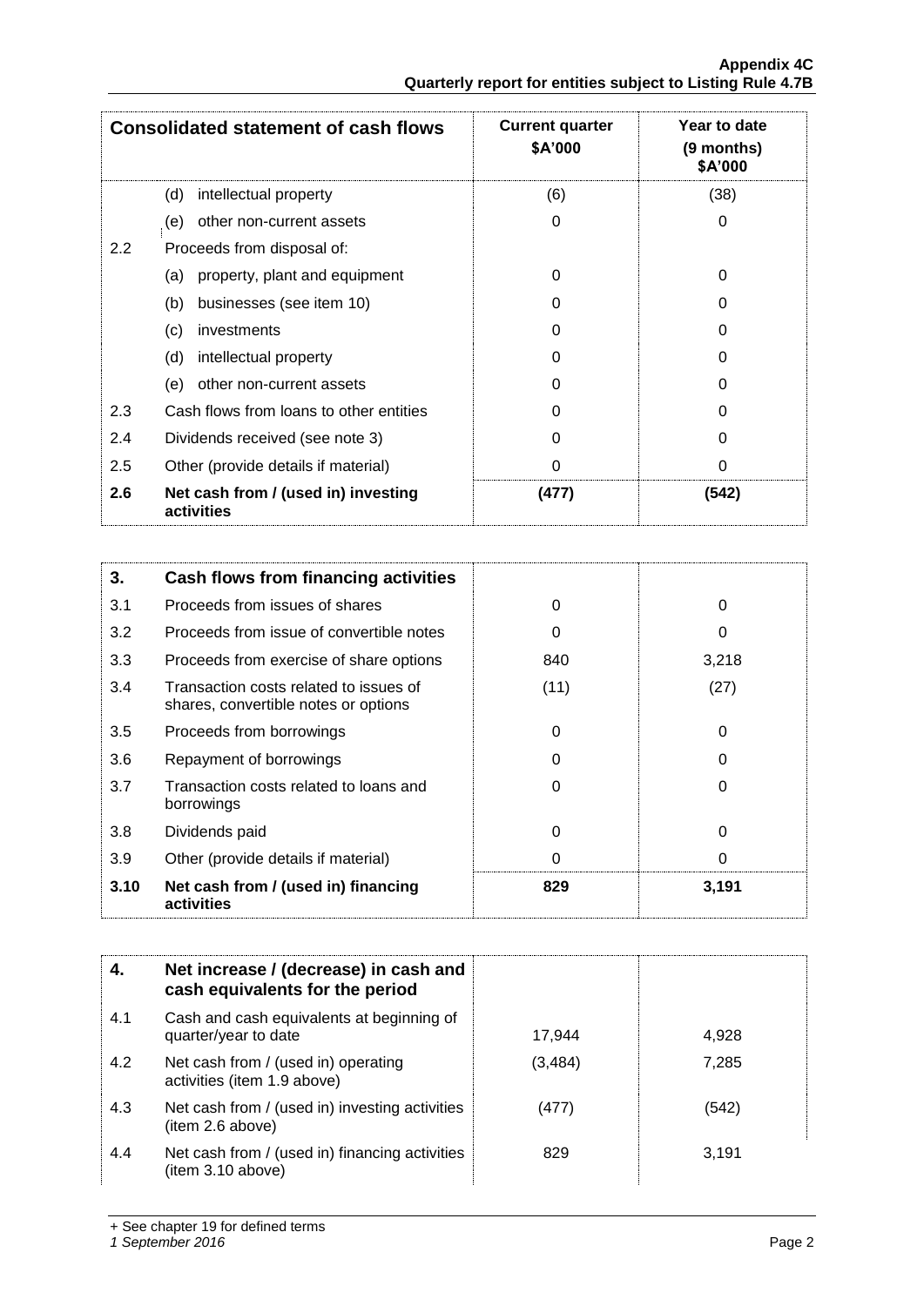| Consolidated statement of cash flows | | Current quarter $A'000 | Year to date (9 months) $A'000 |
|---|---|---|---|
| | (d) intellectual property | (6) | (38) |
| | (e) other non-current assets | 0 | 0 |
| 2.2 | Proceeds from disposal of: | | |
| | (a) property, plant and equipment | 0 | 0 |
| | (b) businesses (see item 10) | 0 | 0 |
| | (c) investments | 0 | 0 |
| | (d) intellectual property | 0 | 0 |
| | (e) other non-current assets | 0 | 0 |
| 2.3 | Cash flows from loans to other entities | 0 | 0 |
| 2.4 | Dividends received (see note 3) | 0 | 0 |
| 2.5 | Other (provide details if material) | 0 | 0 |
| **2.6** | **Net cash from / (used in) investing activities** | **(477)** | **(542)** |

| **3.** | **Cash flows from financing activities** | | |
|---|---|---|---|
| 3.1 | Proceeds from issues of shares | 0 | 0 |
| 3.2 | Proceeds from issue of convertible notes | 0 | 0 |
| 3.3 | Proceeds from exercise of share options | 840 | 3,218 |
| 3.4 | Transaction costs related to issues of shares, convertible notes or options | (11) | (27) |
| 3.5 | Proceeds from borrowings | 0 | 0 |
| 3.6 | Repayment of borrowings | 0 | 0 |
| 3.7 | Transaction costs related to loans and borrowings | 0 | 0 |
| 3.8 | Dividends paid | 0 | 0 |
| 3.9 | Other (provide details if material) | 0 | 0 |
| **3.10** | **Net cash from / (used in) financing activities** | **829** | **3,191** |

| **4.** | **Net increase / (decrease) in cash and cash equivalents for the period** | | |
|---|---|---|---|
| 4.1 | Cash and cash equivalents at beginning of quarter/year to date | 17,944 | 4,928 |
| 4.2 | Net cash from / (used in) operating activities (item 1.9 above) | (3,484) | 7,285 |
| 4.3 | Net cash from / (used in) investing activities (item 2.6 above) | (477) | (542) |
| 4.4 | Net cash from / (used in) financing activities (item 3.10 above) | 829 | 3,191 |

+ See chapter 19 for defined terms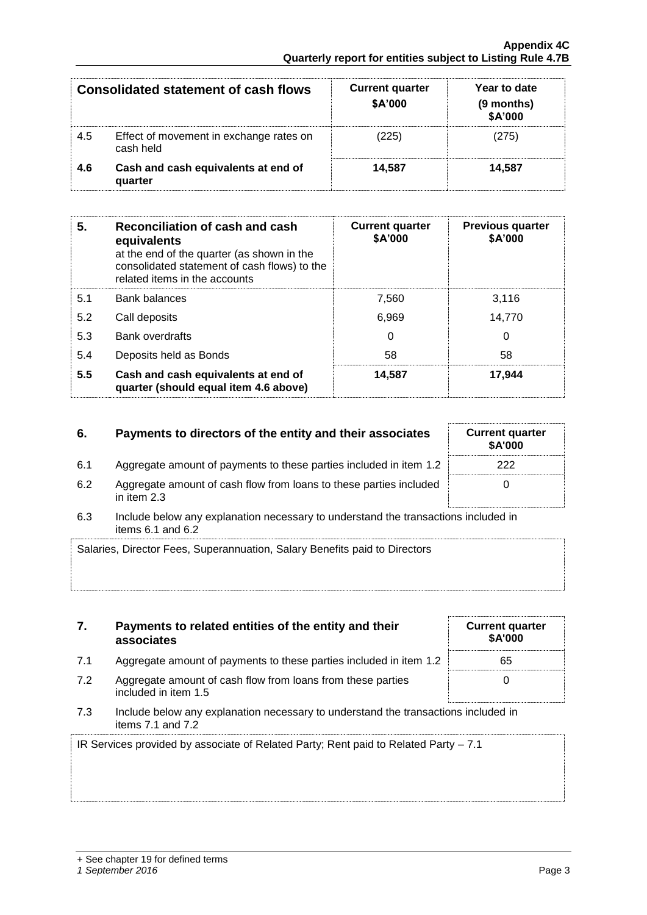| Consolidated statement of cash flows | | Current quarter \$A'000 | Year to date (9 months) \$A'000 |
|---|---|---|---|
| 4.5 | Effect of movement in exchange rates on cash held | (225) | (275) |
| **4.6** | **Cash and cash equivalents at end of quarter** | **14,587** | **14,587** |

| 5. | **Reconciliation of cash and cash equivalents** at the end of the quarter (as shown in the consolidated statement of cash flows) to the related items in the accounts | Current quarter \$A'000 | Previous quarter \$A'000 |
|---|---|---|---|
| 5.1 | Bank balances | 7,560 | 3,116 |
| 5.2 | Call deposits | 6,969 | 14,770 |
| 5.3 | Bank overdrafts | 0 | 0 |
| 5.4 | Deposits held as Bonds | 58 | 58 |
| **5.5** | **Cash and cash equivalents at end of quarter (should equal item 4.6 above)** | **14,587** | **17,944** |

| 6. | **Payments to directors of the entity and their associates** | Current quarter \$A'000 |
|---|---|---|
| 6.1 | Aggregate amount of payments to these parties included in item 1.2 | 222 |
| 6.2 | Aggregate amount of cash flow from loans to these parties included in item 2.3 | 0 |

6.3 Include below any explanation necessary to understand the transactions included in items 6.1 and 6.2

Salaries, Director Fees, Superannuation, Salary Benefits paid to Directors

| 7. | **Payments to related entities of the entity and their associates** | Current quarter \$A'000 |
|---|---|---|
| 7.1 | Aggregate amount of payments to these parties included in item 1.2 | 65 |
| 7.2 | Aggregate amount of cash flow from loans from these parties included in item 1.5 | 0 |

7.3 Include below any explanation necessary to understand the transactions included in items 7.1 and 7.2

IR Services provided by associate of Related Party; Rent paid to Related Party – 7.1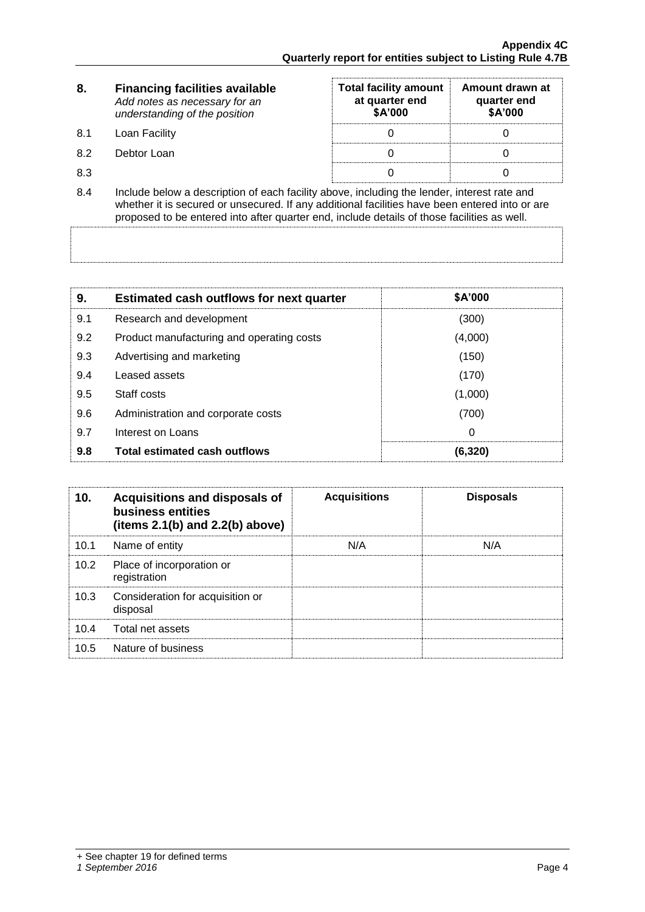| 8. | **Financing facilities available** *Add notes as necessary for an understanding of the position* | **Total facility amount at quarter end $A'000** | **Amount drawn at quarter end $A'000** |
|---|---|---|---|
| 8.1 | Loan Facility | 0 | 0 |
| 8.2 | Debtor Loan | 0 | 0 |
| 8.3 | | 0 | 0 |

8.4 Include below a description of each facility above, including the lender, interest rate and whether it is secured or unsecured. If any additional facilities have been entered into or are proposed to be entered into after quarter end, include details of those facilities as well.

| 9. | **Estimated cash outflows for next quarter** | **$A'000** |
|---|---|---|
| 9.1 | Research and development | (300) |
| 9.2 | Product manufacturing and operating costs | (4,000) |
| 9.3 | Advertising and marketing | (150) |
| 9.4 | Leased assets | (170) |
| 9.5 | Staff costs | (1,000) |
| 9.6 | Administration and corporate costs | (700) |
| 9.7 | Interest on Loans | 0 |
| **9.8** | **Total estimated cash outflows** | **(6,320)** |

| 10. | **Acquisitions and disposals of business entities (items 2.1(b) and 2.2(b) above)** | **Acquisitions** | **Disposals** |
|---|---|---|---|
| 10.1 | Name of entity | N/A | N/A |
| 10.2 | Place of incorporation or registration | | |
| 10.3 | Consideration for acquisition or disposal | | |
| 10.4 | Total net assets | | |
| 10.5 | Nature of business | | |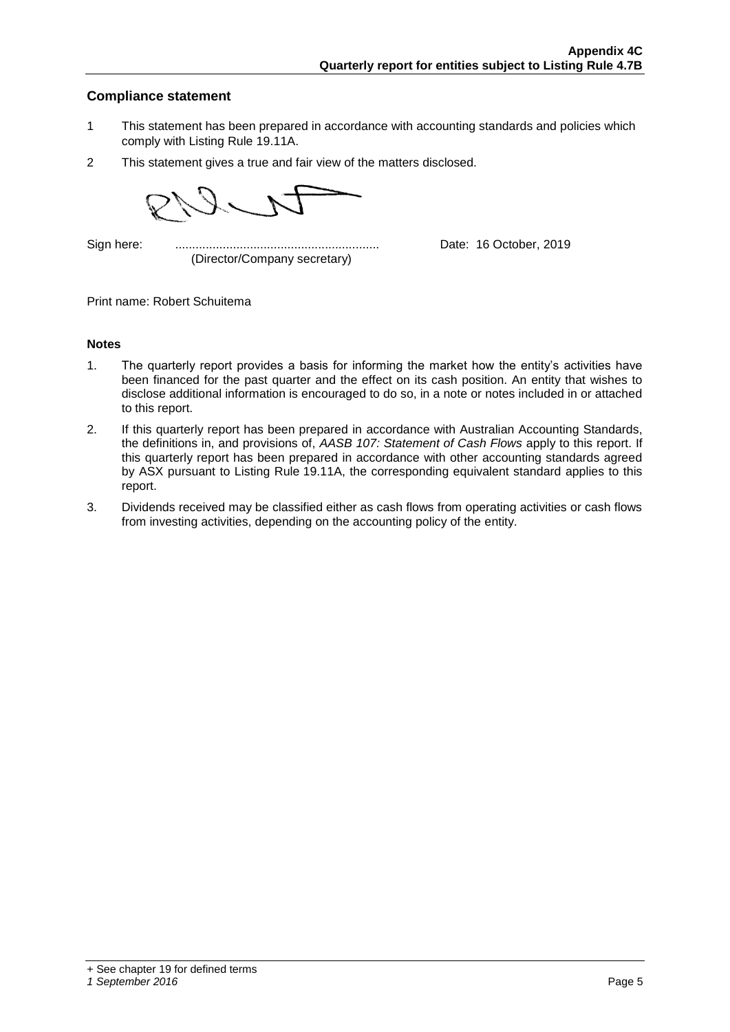## Compliance statement

1. This statement has been prepared in accordance with accounting standards and policies which comply with Listing Rule 19.11A.
2. This statement gives a true and fair view of the matters disclosed.

Sign here: ............................................................ Date: 16 October, 2019
(Director/Company secretary)

Print name: Robert Schuitema

### Notes

1. The quarterly report provides a basis for informing the market how the entity's activities have been financed for the past quarter and the effect on its cash position. An entity that wishes to disclose additional information is encouraged to do so, in a note or notes included in or attached to this report.
2. If this quarterly report has been prepared in accordance with Australian Accounting Standards, the definitions in, and provisions of, *AASB 107: Statement of Cash Flows* apply to this report. If this quarterly report has been prepared in accordance with other accounting standards agreed by ASX pursuant to Listing Rule 19.11A, the corresponding equivalent standard applies to this report.
3. Dividends received may be classified either as cash flows from operating activities or cash flows from investing activities, depending on the accounting policy of the entity.